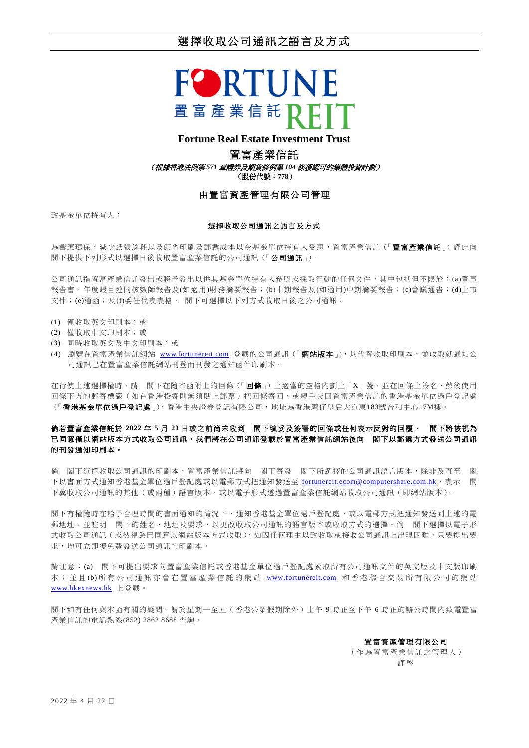# 選擇收取公司通訊之語言及方式

FORTUNE
置富產業信託 REIT

**Fortune Real Estate Investment Trust**

**置富產業信託**

***（根據香港法例第571章證券及期貨條例第104條獲認可的集體投資計劃）***

**（股份代號：778）**

**由置富資產管理有限公司管理**

致基金單位持有人：

**選擇收取公司通訊之語言及方式**

為響應環保，減少紙張消耗以及節省印刷及郵遞成本以令基金單位持有人受惠，置富產業信託（「**置富產業信託**」）謹此向閣下提供下列形式以選擇日後收取置富產業信託的公司通訊（「**公司通訊**」）。

公司通訊指置富產業信託發出或將予發出以供其基金單位持有人參照或採取行動的任何文件，其中包括但不限於：(a)董事報告書、年度賬目連同核數師報告及(如適用)財務摘要報告；(b)中期報告及(如適用)中期摘要報告；(c)會議通告；(d)上市文件；(e)通函；及(f)委任代表表格， 閣下可選擇以下列方式收取日後之公司通訊：

(1) 僅收取英文印刷本；或
(2) 僅收取中文印刷本；或
(3) 同時收取英文及中文印刷本；或
(4) 瀏覽在置富產業信託網站 www.fortunereit.com 登載的公司通訊（「**網站版本**」)，以代替收取印刷本，並收取就通知公司通訊已在置富產業信託網站刊登而刊發之通知函件印刷本。

在行使上述選擇權時，請 閣下在隨本函附上的回條（「**回條**」）上適當的空格內劃上「X」號，並在回條上簽名，然後使用回條下方的郵寄標籤（如在香港投寄則無須貼上郵票）把回條寄回，或親手交回置富產業信託的香港基金單位過戶登記處（「**香港基金單位過戶登記處**」)，香港中央證券登記有限公司，地址為香港灣仔皇后大道東183號合和中心17M樓。

**倘若置富產業信託於 2022 年 5 月 20 日或之前尚未收到 閣下填妥及簽署的回條或任何表示反對的回覆， 閣下將被視為已同意僅以網站版本方式收取公司通訊，我們將在公司通訊登載於置富產業信託網站後向 閣下以郵遞方式發送公司通訊的刊發通知印刷本。**

倘 閣下選擇收取公司通訊的印刷本，置富產業信託將向 閣下寄發 閣下所選擇的公司通訊語言版本，除非及直至 閣下以書面方式通知香港基金單位過戶登記處或以電郵方式把通知發送至 fortunereit.ecom@computershare.com.hk，表示 閣下冀收取公司通訊的其他（或兩種）語言版本，或以電子形式透過置富產業信託網站收取公司通訊（即網站版本）。

閣下有權隨時在給予合理時間的書面通知的情況下，通知香港基金單位過戶登記處，或以電郵方式把通知發送到上述的電郵地址，並註明 閣下的姓名、地址及要求，以更改收取公司通訊的語言版本或收取方式的選擇。倘 閣下選擇以電子形式收取公司通訊（或被視為已同意以網站版本方式收取)，如因任何理由以致收取或接收公司通訊上出現困難，只要提出要求，均可立即獲免費發送公司通訊的印刷本。

請注意：(a) 閣下可提出要求向置富產業信託或香港基金單位過戶登記處索取所有公司通訊文件的英文版及中文版印刷本；並且(b)所有公司通訊亦會在置富產業信託的網站 www.fortunereit.com 和香港聯合交易所有限公司的網站 www.hkexnews.hk 上登載。

閣下如有任何與本函有關的疑問，請於星期一至五（香港公眾假期除外）上午 9 時正至下午 6 時正的辦公時間內致電置富產業信託的電話熱線(852) 2862 8688 查詢。

**置富資產管理有限公司**
（作為置富產業信託之管理人）
謹啓

2022 年 4 月 22 日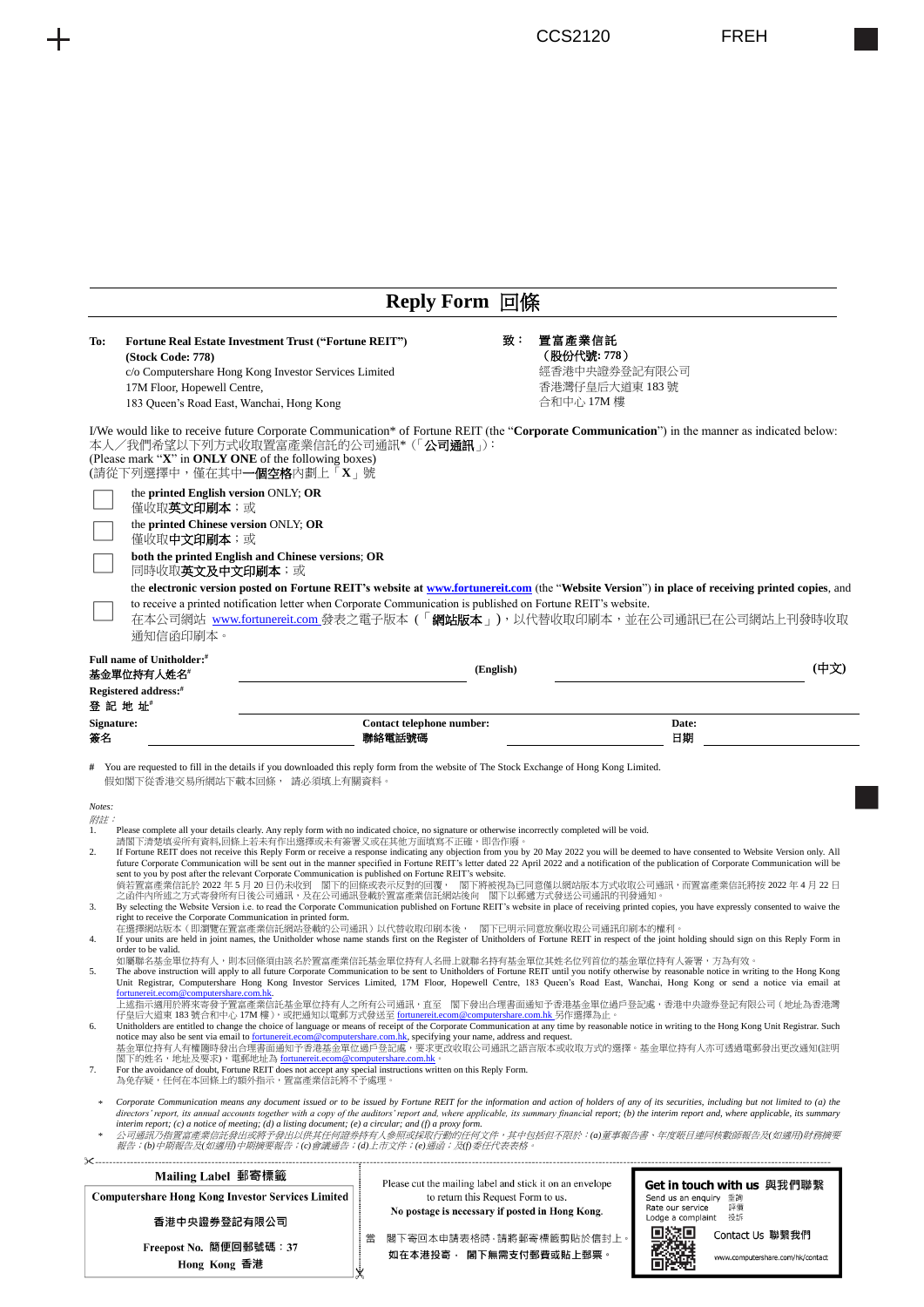# Reply Form 回條

**To: Fortune Real Estate Investment Trust ("Fortune REIT")**
**(Stock Code: 778)**
c/o Computershare Hong Kong Investor Services Limited
17M Floor, Hopewell Centre,
183 Queen's Road East, Wanchai, Hong Kong

**致： 置富產業信託**
**（股份代號: 778）**
經香港中央證券登記有限公司
香港灣仔皇后大道東 183 號
合和中心 17M 樓

I/We would like to receive future Corporate Communication* of Fortune REIT (the "**Corporate Communication**") in the manner as indicated below:
本人／我們希望以下列方式收取置富產業信託的公司通訊*（「**公司通訊**」）：
(Please mark "**X**" in **ONLY ONE** of the following boxes)
(請從下列選擇中，僅在其中**一個空格**內劃上「**X**」號

☐ the **printed English version** ONLY; **OR**
僅收取**英文印刷本**；或

☐ the **printed Chinese version** ONLY; **OR**
僅收取**中文印刷本**；或

☐ **both the printed English and Chinese versions**; **OR**
同時收取**英文及中文印刷本**；或

☐ the **electronic version posted on Fortune REIT's website at www.fortunereit.com** (the "**Website Version**") **in place of receiving printed copies**, and to receive a printed notification letter when Corporate Communication is published on Fortune REIT's website.
在本公司網站 www.fortunereit.com 發表之電子版本（「**網站版本**」），以代替收取印刷本，並在公司通訊已在公司網站上刊發時收取通知信函印刷本。

**Full name of Unitholder:**#
**基金單位持有人姓名**# ______________________ **(English)** ______________________ **(中文)**

**Registered address:**#
**登 記 地 址**# ______________________

**Signature:**
**簽名** ______________________ **Contact telephone number:** **聯絡電話號碼** ______________________ **Date:** **日期** ______________________

# You are requested to fill in the details if you downloaded this reply form from the website of The Stock Exchange of Hong Kong Limited.
假如閣下從香港交易所網站下載本回條， 請必須填上有關資料。

*Notes:*
*附註：*

1. Please complete all your details clearly. Any reply form with no indicated choice, no signature or otherwise incorrectly completed will be void.
請閣下清楚填妥所有資料,回條上若未有作出選擇或未有簽署又或在其他方面填寫不正確，即告作廢。
2. If Fortune REIT does not receive this Reply Form or receive a response indicating any objection from you by 20 May 2022 you will be deemed to have consented to Website Version only. All future Corporate Communication will be sent out in the manner specified in Fortune REIT's letter dated 22 April 2022 and a notification of the publication of Corporate Communication will be sent to you by post after the relevant Corporate Communication is published on Fortune REIT's website.
倘若置富產業信託於 2022 年 5 月 20 日仍未收到 閣下的回條或表示反對的回覆， 閣下將被視為已同意僅以網站版本方式收取公司通訊，而置富產業信託將按 2022 年 4 月 22 日之函件內所述之方式寄發所有日後公司通訊，及在公司通訊登載於置富產業信託網站後向 閣下以郵遞方式發送公司通訊的刊發通知。
3. By selecting the Website Version i.e. to read the Corporate Communication published on Fortune REIT's website in place of receiving printed copies, you have expressly consented to waive the right to receive the Corporate Communication in printed form.
在選擇網站版本（即瀏覽在置富產業信託網站登載的公司通訊）以代替收取印刷本後， 閣下已明示同意放棄收取公司通訊印刷本的權利。
4. If your units are held in joint names, the Unitholder whose name stands first on the Register of Unitholders of Fortune REIT in respect of the joint holding should sign on this Reply Form in order to be valid.
如屬聯名基金單位持有人，則本回條須由該名於置富產業信託基金單位持有人名冊上就聯名持有基金單位其姓名位列首位的基金單位持有人簽署，方為有效。
5. The above instruction will apply to all future Corporate Communication to be sent to Unitholders of Fortune REIT until you notify otherwise by reasonable notice in writing to the Hong Kong Unit Registrar, Computershare Hong Kong Investor Services Limited, 17M Floor, Hopewell Centre, 183 Queen's Road East, Wanchai, Hong Kong or send a notice via email at fortunereit.ecom@computershare.com.hk.
上述指示適用於將來寄發予置富產業信託基金單位持有人之所有公司通訊，直至 閣下發出合理書面通知予香港基金單位過戶登記處，香港中央證券登記有限公司（地址為香港灣仔皇后大道東 183 號合和中心 17M 樓)，或把通知以電郵方式發送至 fortunereit.ecom@computershare.com.hk 另作選擇為止。
6. Unitholders are entitled to change the choice of language or means of receipt of the Corporate Communication at any time by reasonable notice in writing to the Hong Kong Unit Registrar. Such notice may also be sent via email to fortunereit.ecom@computershare.com.hk, specifying your name, address and request.
基金單位持有人有權隨時發出合理書面通知予香港基金單位過戶登記處，要求更改收取公司通訊之語言版本或收取方式的選擇。基金單位持有人亦可透過電郵發出更改通知(註明閣下的姓名，地址及要求)，電郵地址為 fortunereit.ecom@computershare.com.hk。
7. For the avoidance of doubt, Fortune REIT does not accept any special instructions written on this Reply Form.
為免存疑，任何在本回條上的額外指示，置富產業信託將不予處理。

\* *Corporate Communication means any document issued or to be issued by Fortune REIT for the information and action of holders of any of its securities, including but not limited to (a) the directors' report, its annual accounts together with a copy of the auditors' report and, where applicable, its summary financial report; (b) the interim report and, where applicable, its summary interim report; (c) a notice of meeting; (d) a listing document; (e) a circular; and (f) a proxy form.*

\* *公司通訊乃指置富產業信託發出或將予發出以供其任何證券持有人參照或採取行動的任何文件，其中包括但不限於：(a)董事報告、年度賬目連同核數師報告及(如適用)財務摘要報告；(b)中期報告及(如適用)中期摘要報告；(c)會議通告；(d)上市文件；(e)通函；及(f)委任代表表格。*

---

**Mailing Label 郵寄標籤**

**Computershare Hong Kong Investor Services Limited**
**香港中央證券登記有限公司**
**Freepost No. 簡便回郵號碼：37**
**Hong Kong 香港**

Please cut the mailing label and stick it on an envelope to return this Request Form to us.
**No postage is necessary if posted in Hong Kong.**
當 閣下寄回本申請表格時，請將郵寄標籤剪貼於信封上。
**如在本港投寄， 閣下無需支付郵費或貼上郵票。**

**Get in touch with us 與我們聯繫**
Send us an enquiry 查詢
Rate our service 評價
Lodge a complaint 投訴
Contact Us 聯繫我們
www.computershare.com/hk/contact